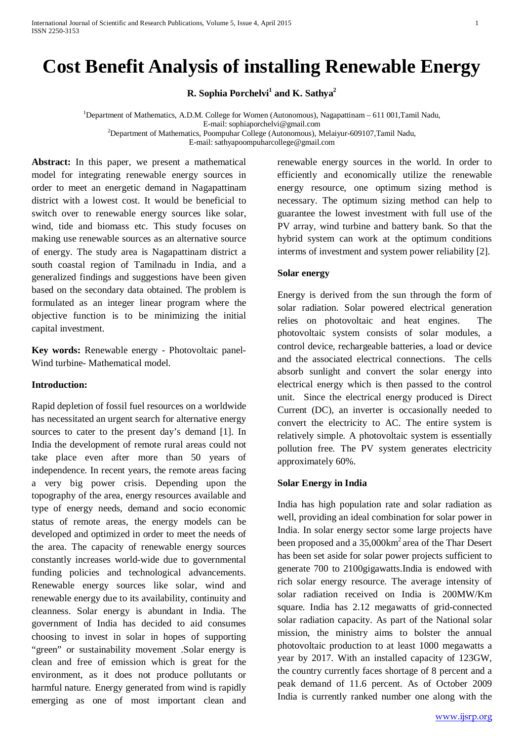# Cost Benefit Analysis of installing Renewable Energy

**R. Sophia Porchelvi[1] and K. Sathya[2]**

[1]Department of Mathematics, A.D.M. College for Women (Autonomous), Nagapattinam – 611 001,Tamil Nadu,
E-mail: sophiaporchelvi@gmail.com
[2]Department of Mathematics, Poompuhar College (Autonomous), Melaiyur-609107,Tamil Nadu,
E-mail: sathyapoompuharcollege@gmail.com

**Abstract:** In this paper, we present a mathematical model for integrating renewable energy sources in order to meet an energetic demand in Nagapattinam district with a lowest cost. It would be beneficial to switch over to renewable energy sources like solar, wind, tide and biomass etc. This study focuses on making use renewable sources as an alternative source of energy. The study area is Nagapattinam district a south coastal region of Tamilnadu in India, and a generalized findings and suggestions have been given based on the secondary data obtained. The problem is formulated as an integer linear program where the objective function is to be minimizing the initial capital investment.

**Key words:** Renewable energy - Photovoltaic panel- Wind turbine- Mathematical model.

**Introduction:**

Rapid depletion of fossil fuel resources on a worldwide has necessitated an urgent search for alternative energy sources to cater to the present day's demand [1]. In India the development of remote rural areas could not take place even after more than 50 years of independence. In recent years, the remote areas facing a very big power crisis. Depending upon the topography of the area, energy resources available and type of energy needs, demand and socio economic status of remote areas, the energy models can be developed and optimized in order to meet the needs of the area. The capacity of renewable energy sources constantly increases world-wide due to governmental funding policies and technological advancements. Renewable energy sources like solar, wind and renewable energy due to its availability, continuity and cleanness. Solar energy is abundant in India. The government of India has decided to aid consumes choosing to invest in solar in hopes of supporting "green" or sustainability movement .Solar energy is clean and free of emission which is great for the environment, as it does not produce pollutants or harmful nature. Energy generated from wind is rapidly emerging as one of most important clean and renewable energy sources in the world. In order to efficiently and economically utilize the renewable energy resource, one optimum sizing method is necessary. The optimum sizing method can help to guarantee the lowest investment with full use of the PV array, wind turbine and battery bank. So that the hybrid system can work at the optimum conditions interms of investment and system power reliability [2].

**Solar energy**

Energy is derived from the sun through the form of solar radiation. Solar powered electrical generation relies on photovoltaic and heat engines. The photovoltaic system consists of solar modules, a control device, rechargeable batteries, a load or device and the associated electrical connections. The cells absorb sunlight and convert the solar energy into electrical energy which is then passed to the control unit. Since the electrical energy produced is Direct Current (DC), an inverter is occasionally needed to convert the electricity to AC. The entire system is relatively simple. A photovoltaic system is essentially pollution free. The PV system generates electricity approximately 60%.

**Solar Energy in India**

India has high population rate and solar radiation as well, providing an ideal combination for solar power in India. In solar energy sector some large projects have been proposed and a 35,000km$^2$ area of the Thar Desert has been set aside for solar power projects sufficient to generate 700 to 2100gigawatts.India is endowed with rich solar energy resource. The average intensity of solar radiation received on India is 200MW/Km square. India has 2.12 megawatts of grid-connected solar radiation capacity. As part of the National solar mission, the ministry aims to bolster the annual photovoltaic production to at least 1000 megawatts a year by 2017. With an installed capacity of 123GW, the country currently faces shortage of 8 percent and a peak demand of 11.6 percent. As of October 2009 India is currently ranked number one along with the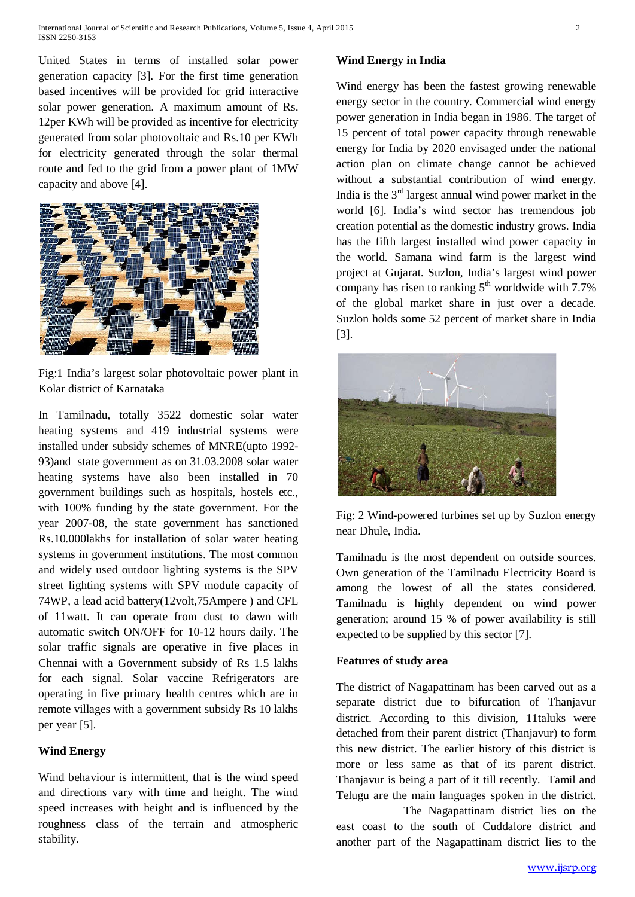United States in terms of installed solar power generation capacity [3]. For the first time generation based incentives will be provided for grid interactive solar power generation. A maximum amount of Rs. 12per KWh will be provided as incentive for electricity generated from solar photovoltaic and Rs.10 per KWh for electricity generated through the solar thermal route and fed to the grid from a power plant of 1MW capacity and above [4].

Fig:1 India's largest solar photovoltaic power plant in Kolar district of Karnataka

In Tamilnadu, totally 3522 domestic solar water heating systems and 419 industrial systems were installed under subsidy schemes of MNRE(upto 1992-93)and state government as on 31.03.2008 solar water heating systems have also been installed in 70 government buildings such as hospitals, hostels etc., with 100% funding by the state government. For the year 2007-08, the state government has sanctioned Rs.10.000lakhs for installation of solar water heating systems in government institutions. The most common and widely used outdoor lighting systems is the SPV street lighting systems with SPV module capacity of 74WP, a lead acid battery(12volt,75Ampere ) and CFL of 11watt. It can operate from dust to dawn with automatic switch ON/OFF for 10-12 hours daily. The solar traffic signals are operative in five places in Chennai with a Government subsidy of Rs 1.5 lakhs for each signal. Solar vaccine Refrigerators are operating in five primary health centres which are in remote villages with a government subsidy Rs 10 lakhs per year [5].

### Wind Energy

Wind behaviour is intermittent, that is the wind speed and directions vary with time and height. The wind speed increases with height and is influenced by the roughness class of the terrain and atmospheric stability.

### Wind Energy in India

Wind energy has been the fastest growing renewable energy sector in the country. Commercial wind energy power generation in India began in 1986. The target of 15 percent of total power capacity through renewable energy for India by 2020 envisaged under the national action plan on climate change cannot be achieved without a substantial contribution of wind energy. India is the 3rd largest annual wind power market in the world [6]. India's wind sector has tremendous job creation potential as the domestic industry grows. India has the fifth largest installed wind power capacity in the world. Samana wind farm is the largest wind project at Gujarat. Suzlon, India's largest wind power company has risen to ranking 5th worldwide with 7.7% of the global market share in just over a decade. Suzlon holds some 52 percent of market share in India [3].

Fig: 2 Wind-powered turbines set up by Suzlon energy near Dhule, India.

Tamilnadu is the most dependent on outside sources. Own generation of the Tamilnadu Electricity Board is among the lowest of all the states considered. Tamilnadu is highly dependent on wind power generation; around 15 % of power availability is still expected to be supplied by this sector [7].

### Features of study area

The district of Nagapattinam has been carved out as a separate district due to bifurcation of Thanjavur district. According to this division, 11taluks were detached from their parent district (Thanjavur) to form this new district. The earlier history of this district is more or less same as that of its parent district. Thanjavur is being a part of it till recently. Tamil and Telugu are the main languages spoken in the district.

The Nagapattinam district lies on the east coast to the south of Cuddalore district and another part of the Nagapattinam district lies to the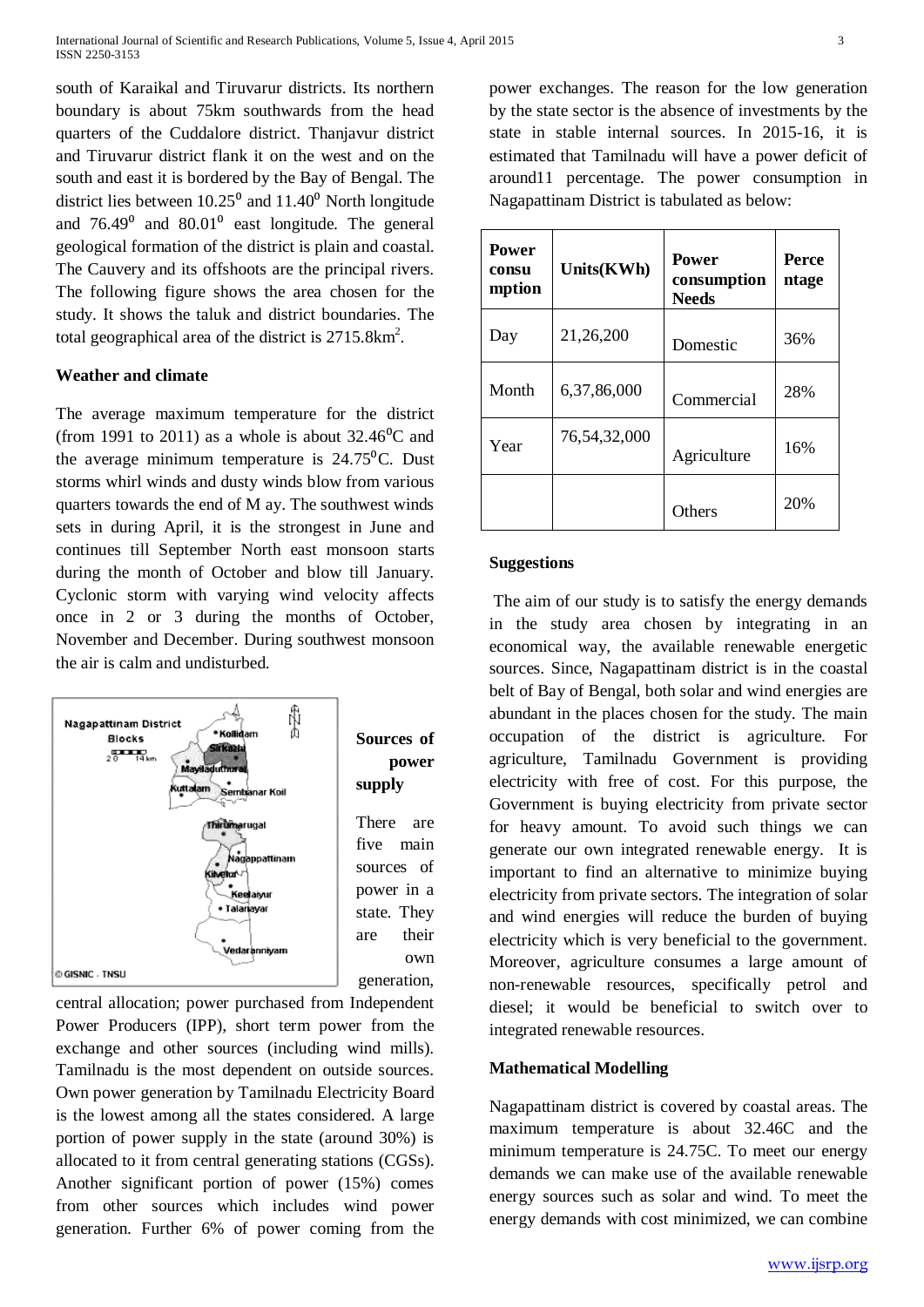south of Karaikal and Tiruvarur districts. Its northern boundary is about 75km southwards from the head quarters of the Cuddalore district. Thanjavur district and Tiruvarur district flank it on the west and on the south and east it is bordered by the Bay of Bengal. The district lies between $10.25^0$ and $11.40^0$ North longitude and $76.49^0$ and $80.01^0$ east longitude. The general geological formation of the district is plain and coastal. The Cauvery and its offshoots are the principal rivers. The following figure shows the area chosen for the study. It shows the taluk and district boundaries. The total geographical area of the district is 2715.8km$^2$.

**Weather and climate**

The average maximum temperature for the district (from 1991 to 2011) as a whole is about $32.46^0$C and the average minimum temperature is $24.75^0$C. Dust storms whirl winds and dusty winds blow from various quarters towards the end of M ay. The southwest winds sets in during April, it is the strongest in June and continues till September North east monsoon starts during the month of October and blow till January. Cyclonic storm with varying wind velocity affects once in 2 or 3 during the months of October, November and December. During southwest monsoon the air is calm and undisturbed.

**Sources of power supply**

There are five main sources of power in a state. They are their own generation, central allocation; power purchased from Independent Power Producers (IPP), short term power from the exchange and other sources (including wind mills). Tamilnadu is the most dependent on outside sources. Own power generation by Tamilnadu Electricity Board is the lowest among all the states considered. A large portion of power supply in the state (around 30%) is allocated to it from central generating stations (CGSs). Another significant portion of power (15%) comes from other sources which includes wind power generation. Further 6% of power coming from the power exchanges. The reason for the low generation by the state sector is the absence of investments by the state in stable internal sources. In 2015-16, it is estimated that Tamilnadu will have a power deficit of around11 percentage. The power consumption in Nagapattinam District is tabulated as below:

| Power consumption | Units(KWh) | Power consumption Needs | Percentage |
|---|---|---|---|
| Day | 21,26,200 | Domestic | 36% |
| Month | 6,37,86,000 | Commercial | 28% |
| Year | 76,54,32,000 | Agriculture | 16% |
| | | Others | 20% |

**Suggestions**

The aim of our study is to satisfy the energy demands in the study area chosen by integrating in an economical way, the available renewable energetic sources. Since, Nagapattinam district is in the coastal belt of Bay of Bengal, both solar and wind energies are abundant in the places chosen for the study. The main occupation of the district is agriculture. For agriculture, Tamilnadu Government is providing electricity with free of cost. For this purpose, the Government is buying electricity from private sector for heavy amount. To avoid such things we can generate our own integrated renewable energy. It is important to find an alternative to minimize buying electricity from private sectors. The integration of solar and wind energies will reduce the burden of buying electricity which is very beneficial to the government. Moreover, agriculture consumes a large amount of non-renewable resources, specifically petrol and diesel; it would be beneficial to switch over to integrated renewable resources.

**Mathematical Modelling**

Nagapattinam district is covered by coastal areas. The maximum temperature is about 32.46C and the minimum temperature is 24.75C. To meet our energy demands we can make use of the available renewable energy sources such as solar and wind. To meet the energy demands with cost minimized, we can combine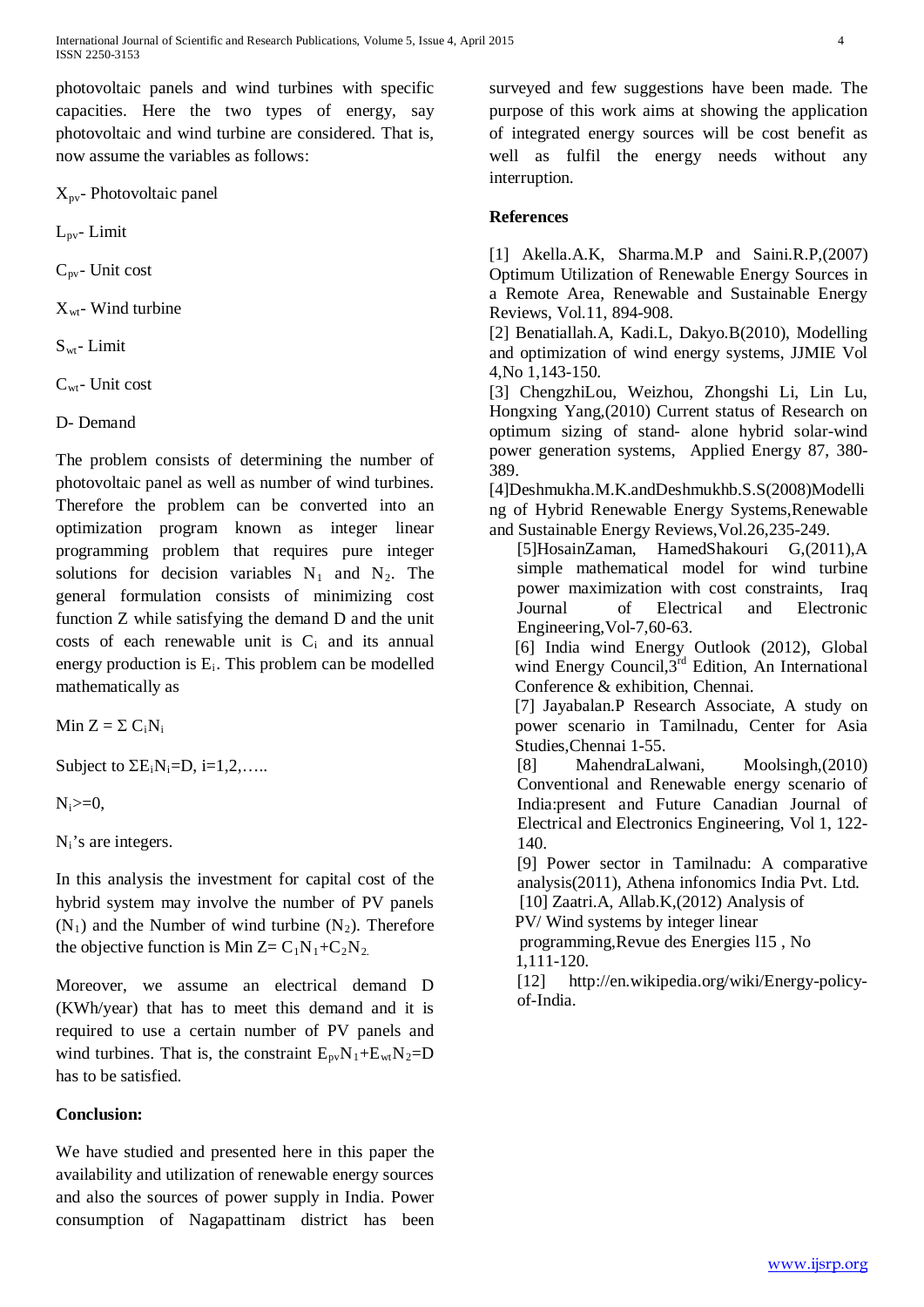photovoltaic panels and wind turbines with specific capacities. Here the two types of energy, say photovoltaic and wind turbine are considered. That is, now assume the variables as follows:

$X_{pv}$- Photovoltaic panel

$L_{pv}$- Limit

$C_{pv}$- Unit cost

$X_{wt}$- Wind turbine

$S_{wt}$- Limit

$C_{wt}$- Unit cost

D- Demand

The problem consists of determining the number of photovoltaic panel as well as number of wind turbines. Therefore the problem can be converted into an optimization program known as integer linear programming problem that requires pure integer solutions for decision variables $N_1$ and $N_2$. The general formulation consists of minimizing cost function Z while satisfying the demand D and the unit costs of each renewable unit is $C_i$ and its annual energy production is $E_i$. This problem can be modelled mathematically as

$\text{Min } Z = \Sigma C_i N_i$

Subject to $\Sigma E_i N_i = D$, i=1,2,…..

$N_i >= 0$,

$N_i$'s are integers.

In this analysis the investment for capital cost of the hybrid system may involve the number of PV panels ($N_1$) and the Number of wind turbine ($N_2$). Therefore the objective function is $\text{Min } Z = C_1N_1 + C_2N_2$.

Moreover, we assume an electrical demand D (KWh/year) that has to meet this demand and it is required to use a certain number of PV panels and wind turbines. That is, the constraint $E_{pv}N_1 + E_{wt}N_2 = D$ has to be satisfied.

**Conclusion:**

We have studied and presented here in this paper the availability and utilization of renewable energy sources and also the sources of power supply in India. Power consumption of Nagapattinam district has been surveyed and few suggestions have been made. The purpose of this work aims at showing the application of integrated energy sources will be cost benefit as well as fulfil the energy needs without any interruption.

## References

[1] Akella.A.K, Sharma.M.P and Saini.R.P,(2007) Optimum Utilization of Renewable Energy Sources in a Remote Area, Renewable and Sustainable Energy Reviews, Vol.11, 894-908.

[2] Benatiallah.A, Kadi.L, Dakyo.B(2010), Modelling and optimization of wind energy systems, JJMIE Vol 4,No 1,143-150.

[3] ChengzhiLou, Weizhou, Zhongshi Li, Lin Lu, Hongxing Yang,(2010) Current status of Research on optimum sizing of stand- alone hybrid solar-wind power generation systems, Applied Energy 87, 380-389.

[4]Deshmukha.M.K.andDeshmukhb.S.S(2008)Modelling of Hybrid Renewable Energy Systems,Renewable and Sustainable Energy Reviews,Vol.26,235-249.

[5]HosainZaman, HamedShakouri G,(2011),A simple mathematical model for wind turbine power maximization with cost constraints, Iraq Journal of Electrical and Electronic Engineering,Vol-7,60-63.

[6] India wind Energy Outlook (2012), Global wind Energy Council,3rd Edition, An International Conference & exhibition, Chennai.

[7] Jayabalan.P Research Associate, A study on power scenario in Tamilnadu, Center for Asia Studies,Chennai 1-55.

[8] MahendraLalwani, Moolsingh,(2010) Conventional and Renewable energy scenario of India:present and Future Canadian Journal of Electrical and Electronics Engineering, Vol 1, 122-140.

[9] Power sector in Tamilnadu: A comparative analysis(2011), Athena infonomics India Pvt. Ltd.

[10] Zaatri.A, Allab.K,(2012) Analysis of PV/ Wind systems by integer linear programming,Revue des Energies l15 , No 1,111-120.

[12] http://en.wikipedia.org/wiki/Energy-policy-of-India.